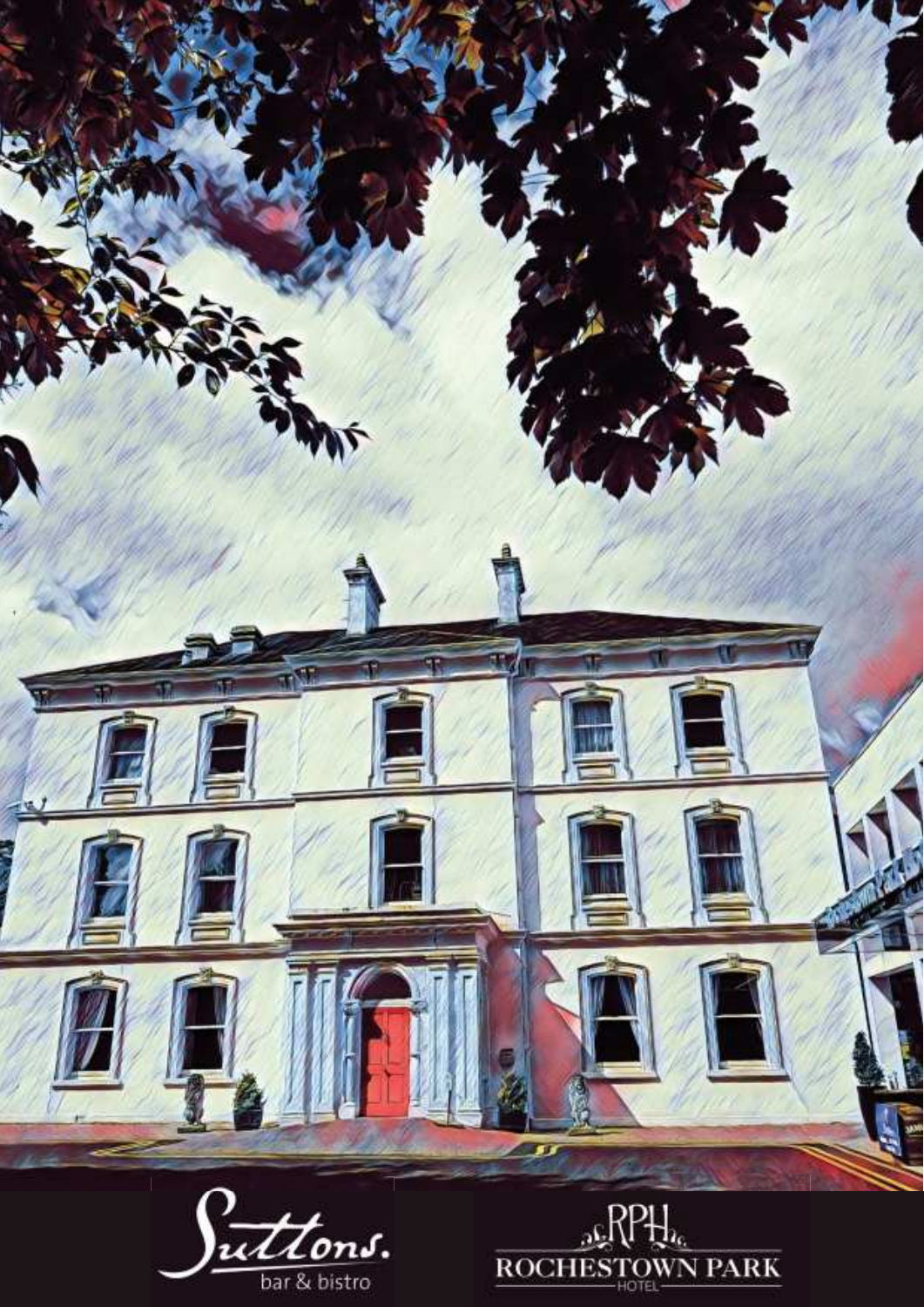Suttons.
bar & bistro

RPH
ROCHESTOWN PARK
HOTEL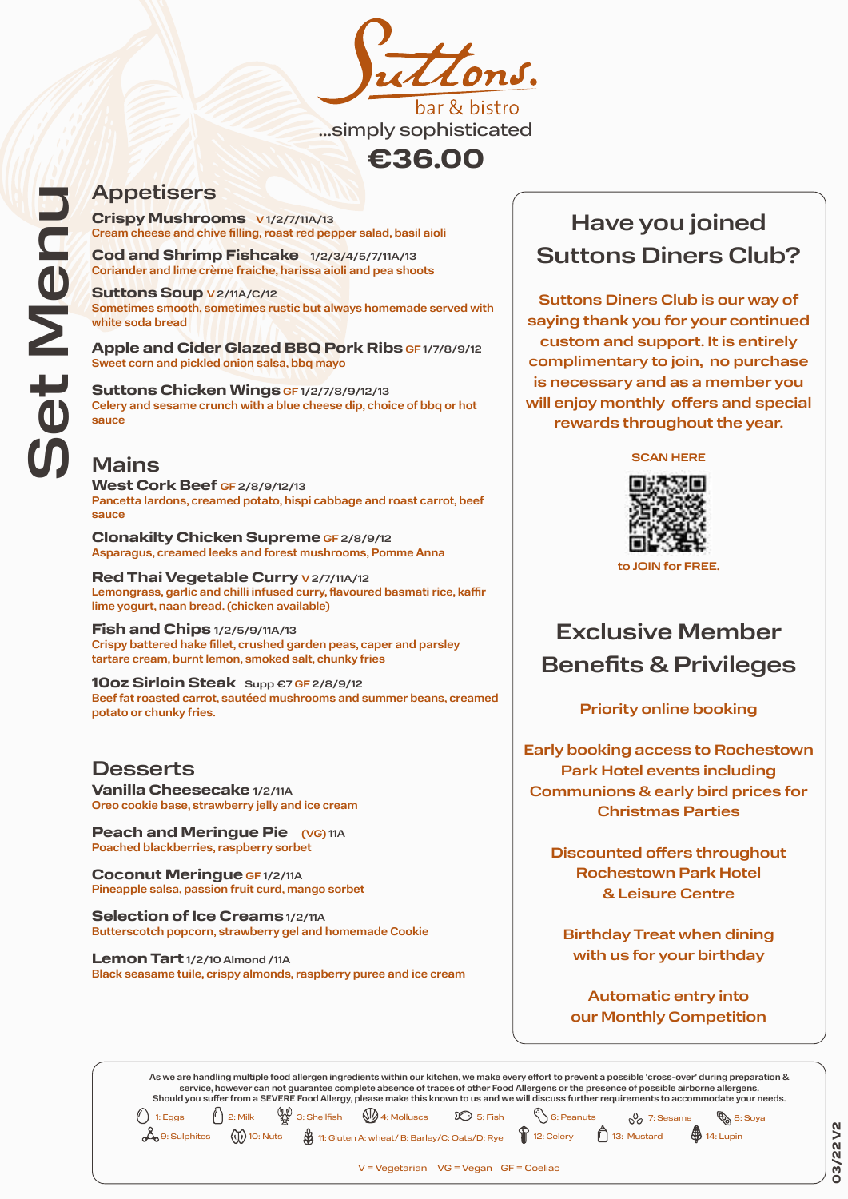# Suttons.

bar & bistro

...simply sophisticated

**€36.00**

# Set Menu

## Appetisers

**Crispy Mushrooms** V 1/2/7/11A/13
Cream cheese and chive filling, roast red pepper salad, basil aioli

**Cod and Shrimp Fishcake** 1/2/3/4/5/7/11A/13
Coriander and lime crème fraiche, harissa aioli and pea shoots

**Suttons Soup** V 2/11A/C/12
Sometimes smooth, sometimes rustic but always homemade served with white soda bread

**Apple and Cider Glazed BBQ Pork Ribs** GF 1/7/8/9/12
Sweet corn and pickled onion salsa, bbq mayo

**Suttons Chicken Wings** GF 1/2/7/8/9/12/13
Celery and sesame crunch with a blue cheese dip, choice of bbq or hot sauce

## Mains

**West Cork Beef** GF 2/8/9/12/13
Pancetta lardons, creamed potato, hispi cabbage and roast carrot, beef sauce

**Clonakilty Chicken Supreme** GF 2/8/9/12
Asparagus, creamed leeks and forest mushrooms, Pomme Anna

**Red Thai Vegetable Curry** V 2/7/11A/12
Lemongrass, garlic and chilli infused curry, flavoured basmati rice, kaffir lime yogurt, naan bread. (chicken available)

**Fish and Chips** 1/2/5/9/11A/13
Crispy battered hake fillet, crushed garden peas, caper and parsley tartare cream, burnt lemon, smoked salt, chunky fries

**10oz Sirloin Steak** Supp €7 GF 2/8/9/12
Beef fat roasted carrot, sautéed mushrooms and summer beans, creamed potato or chunky fries.

## Desserts

**Vanilla Cheesecake** 1/2/11A
Oreo cookie base, strawberry jelly and ice cream

**Peach and Meringue Pie** (VG) 11A
Poached blackberries, raspberry sorbet

**Coconut Meringue** GF 1/2/11A
Pineapple salsa, passion fruit curd, mango sorbet

**Selection of Ice Creams** 1/2/11A
Butterscotch popcorn, strawberry gel and homemade Cookie

**Lemon Tart** 1/2/10 Almond /11A
Black seasame tuile, crispy almonds, raspberry puree and ice cream

## Have you joined Suttons Diners Club?

Suttons Diners Club is our way of saying thank you for your continued custom and support. It is entirely complimentary to join, no purchase is necessary and as a member you will enjoy monthly offers and special rewards throughout the year.

SCAN HERE

to JOIN for FREE.

## Exclusive Member Benefits & Privileges

Priority online booking

Early booking access to Rochestown Park Hotel events including Communions & early bird prices for Christmas Parties

Discounted offers throughout Rochestown Park Hotel & Leisure Centre

Birthday Treat when dining with us for your birthday

Automatic entry into our Monthly Competition

As we are handling multiple food allergen ingredients within our kitchen, we make every effort to prevent a possible 'cross-over' during preparation & service, however can not guarantee complete absence of traces of other Food Allergens or the presence of possible airborne allergens. Should you suffer from a SEVERE Food Allergy, please make this known to us and we will discuss further requirements to accommodate your needs.

1: Eggs | 2: Milk | 3: Shellfish | 4: Molluscs | 5: Fish | 6: Peanuts | 7: Sesame | 8: Soya | 9: Sulphites | 10: Nuts | 11: Gluten A: wheat/ B: Barley/C: Oats/D: Rye | 12: Celery | 13: Mustard | 14: Lupin

V = Vegetarian VG = Vegan GF = Coeliac

03/22 V2